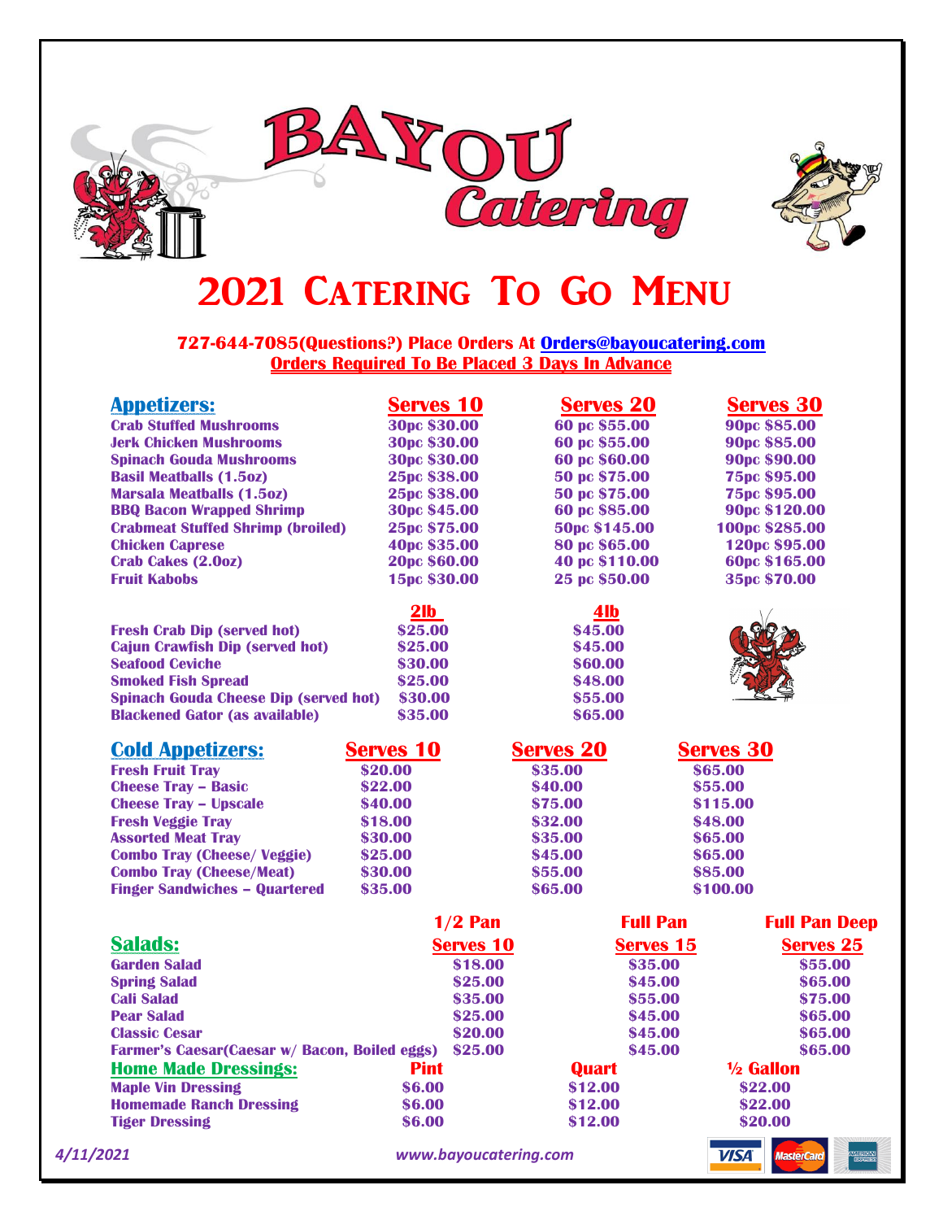# BAYOU Catering

# 2021 Catering To Go Menu

**727-644-7085(Questions?) Place Orders At Orders@bayoucatering.com**
**Orders Required To Be Placed 3 Days In Advance**

## Appetizers:

| Appetizers: | Serves 10 | Serves 20 | Serves 30 |
|---|---|---|---|
| Crab Stuffed Mushrooms | 30pc $30.00 | 60 pc $55.00 | 90pc $85.00 |
| Jerk Chicken Mushrooms | 30pc $30.00 | 60 pc $55.00 | 90pc $85.00 |
| Spinach Gouda Mushrooms | 30pc $30.00 | 60 pc $60.00 | 90pc $90.00 |
| Basil Meatballs (1.5oz) | 25pc $38.00 | 50 pc $75.00 | 75pc $95.00 |
| Marsala Meatballs (1.5oz) | 25pc $38.00 | 50 pc $75.00 | 75pc $95.00 |
| BBQ Bacon Wrapped Shrimp | 30pc $45.00 | 60 pc $85.00 | 90pc $120.00 |
| Crabmeat Stuffed Shrimp (broiled) | 25pc $75.00 | 50pc $145.00 | 100pc $285.00 |
| Chicken Caprese | 40pc $35.00 | 80 pc $65.00 | 120pc $95.00 |
| Crab Cakes (2.0oz) | 20pc $60.00 | 40 pc $110.00 | 60pc $165.00 |
| Fruit Kabobs | 15pc $30.00 | 25 pc $50.00 | 35pc $70.00 |

| | 2lb | 4lb |
|---|---|---|
| Fresh Crab Dip (served hot) | $25.00 | $45.00 |
| Cajun Crawfish Dip (served hot) | $25.00 | $45.00 |
| Seafood Ceviche | $30.00 | $60.00 |
| Smoked Fish Spread | $25.00 | $48.00 |
| Spinach Gouda Cheese Dip (served hot) | $30.00 | $55.00 |
| Blackened Gator (as available) | $35.00 | $65.00 |

## Cold Appetizers:

| Cold Appetizers: | Serves 10 | Serves 20 | Serves 30 |
|---|---|---|---|
| Fresh Fruit Tray | $20.00 | $35.00 | $65.00 |
| Cheese Tray – Basic | $22.00 | $40.00 | $55.00 |
| Cheese Tray – Upscale | $40.00 | $75.00 | $115.00 |
| Fresh Veggie Tray | $18.00 | $32.00 | $48.00 |
| Assorted Meat Tray | $30.00 | $35.00 | $65.00 |
| Combo Tray (Cheese/ Veggie) | $25.00 | $45.00 | $65.00 |
| Combo Tray (Cheese/Meat) | $30.00 | $55.00 | $85.00 |
| Finger Sandwiches – Quartered | $35.00 | $65.00 | $100.00 |

## Salads:

| Salads: | 1/2 Pan Serves 10 | Full Pan Serves 15 | Full Pan Deep Serves 25 |
|---|---|---|---|
| Garden Salad | $18.00 | $35.00 | $55.00 |
| Spring Salad | $25.00 | $45.00 | $65.00 |
| Cali Salad | $35.00 | $55.00 | $75.00 |
| Pear Salad | $25.00 | $45.00 | $65.00 |
| Classic Cesar | $20.00 | $45.00 | $65.00 |
| Farmer's Caesar(Caesar w/ Bacon, Boiled eggs) | $25.00 | $45.00 | $65.00 |

## Home Made Dressings:

| Home Made Dressings: | Pint | Quart | ½ Gallon |
|---|---|---|---|
| Maple Vin Dressing | $6.00 | $12.00 | $22.00 |
| Homemade Ranch Dressing | $6.00 | $12.00 | $22.00 |
| Tiger Dressing | $6.00 | $12.00 | $20.00 |

*4/11/2021* *www.bayoucatering.com*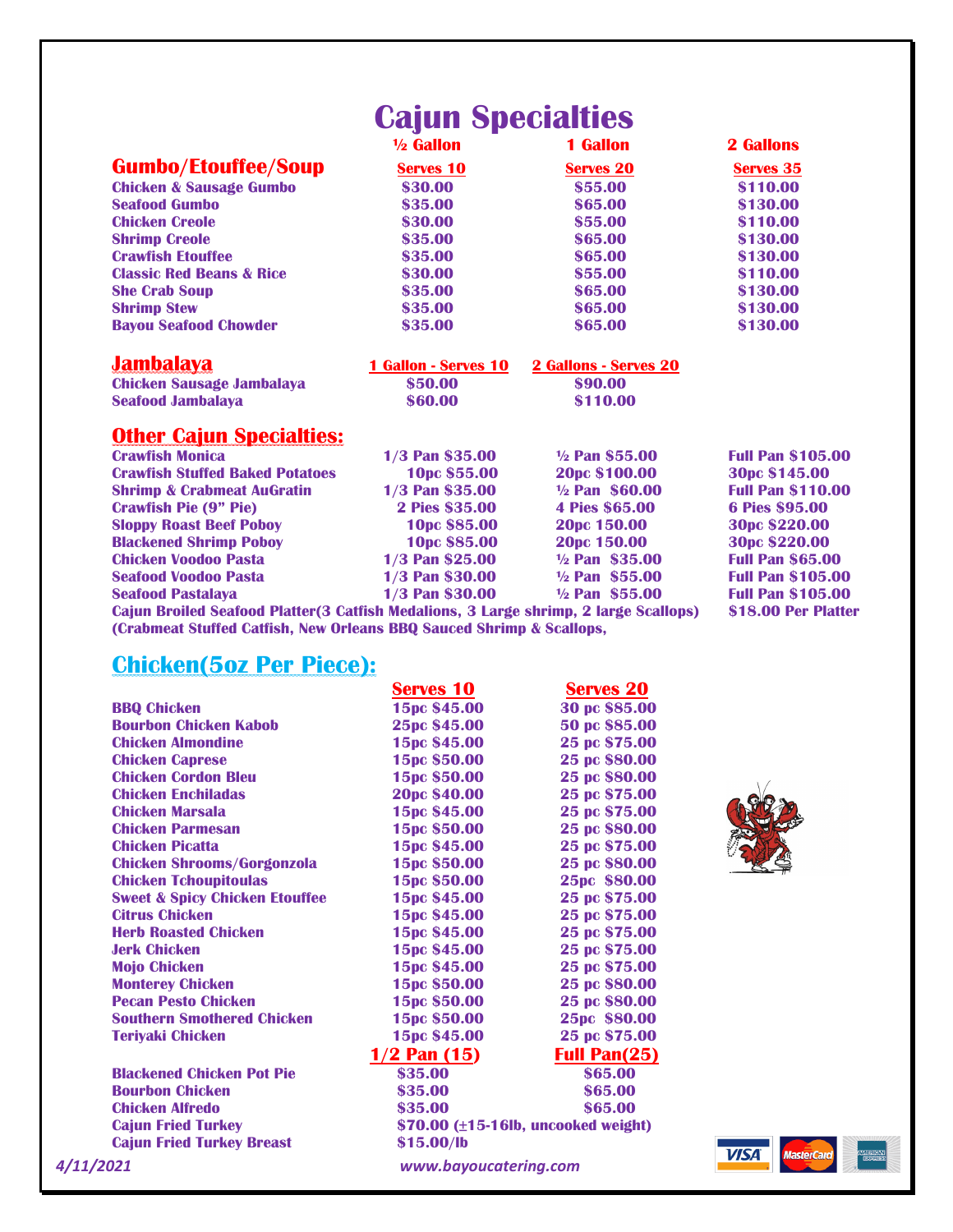# Cajun Specialties

## Gumbo/Etouffee/Soup

| Gumbo/Etouffee/Soup | ½ Gallon Serves 10 | 1 Gallon Serves 20 | 2 Gallons Serves 35 |
|---|---|---|---|
| Chicken & Sausage Gumbo | $30.00 | $55.00 | $110.00 |
| Seafood Gumbo | $35.00 | $65.00 | $130.00 |
| Chicken Creole | $30.00 | $55.00 | $110.00 |
| Shrimp Creole | $35.00 | $65.00 | $130.00 |
| Crawfish Etouffee | $35.00 | $65.00 | $130.00 |
| Classic Red Beans & Rice | $30.00 | $55.00 | $110.00 |
| She Crab Soup | $35.00 | $65.00 | $130.00 |
| Shrimp Stew | $35.00 | $65.00 | $130.00 |
| Bayou Seafood Chowder | $35.00 | $65.00 | $130.00 |

## Jambalaya

| Jambalaya | 1 Gallon - Serves 10 | 2 Gallons - Serves 20 |
|---|---|---|
| Chicken Sausage Jambalaya | $50.00 | $90.00 |
| Seafood Jambalaya | $60.00 | $110.00 |

## Other Cajun Specialties:

| Item | | | |
|---|---|---|---|
| Crawfish Monica | 1/3 Pan $35.00 | ½ Pan $55.00 | Full Pan $105.00 |
| Crawfish Stuffed Baked Potatoes | 10pc $55.00 | 20pc $100.00 | 30pc $145.00 |
| Shrimp & Crabmeat AuGratin | 1/3 Pan $35.00 | ½ Pan $60.00 | Full Pan $110.00 |
| Crawfish Pie (9" Pie) | 2 Pies $35.00 | 4 Pies $65.00 | 6 Pies $95.00 |
| Sloppy Roast Beef Poboy | 10pc $85.00 | 20pc 150.00 | 30pc $220.00 |
| Blackened Shrimp Poboy | 10pc $85.00 | 20pc 150.00 | 30pc $220.00 |
| Chicken Voodoo Pasta | 1/3 Pan $25.00 | ½ Pan $35.00 | Full Pan $65.00 |
| Seafood Voodoo Pasta | 1/3 Pan $30.00 | ½ Pan $55.00 | Full Pan $105.00 |
| Seafood Pastalaya | 1/3 Pan $30.00 | ½ Pan $55.00 | Full Pan $105.00 |

**Cajun Broiled Seafood Platter(3 Catfish Medalions, 3 Large shrimp, 2 large Scallops)** $18.00 Per Platter
(Crabmeat Stuffed Catfish, New Orleans BBQ Sauced Shrimp & Scallops,

## Chicken(5oz Per Piece):

| Chicken | Serves 10 | Serves 20 |
|---|---|---|
| BBQ Chicken | 15pc $45.00 | 30 pc $85.00 |
| Bourbon Chicken Kabob | 25pc $45.00 | 50 pc $85.00 |
| Chicken Almondine | 15pc $45.00 | 25 pc $75.00 |
| Chicken Caprese | 15pc $50.00 | 25 pc $80.00 |
| Chicken Cordon Bleu | 15pc $50.00 | 25 pc $80.00 |
| Chicken Enchiladas | 20pc $40.00 | 25 pc $75.00 |
| Chicken Marsala | 15pc $45.00 | 25 pc $75.00 |
| Chicken Parmesan | 15pc $50.00 | 25 pc $80.00 |
| Chicken Picatta | 15pc $45.00 | 25 pc $75.00 |
| Chicken Shrooms/Gorgonzola | 15pc $50.00 | 25 pc $80.00 |
| Chicken Tchoupitoulas | 15pc $50.00 | 25pc $80.00 |
| Sweet & Spicy Chicken Etouffee | 15pc $45.00 | 25 pc $75.00 |
| Citrus Chicken | 15pc $45.00 | 25 pc $75.00 |
| Herb Roasted Chicken | 15pc $45.00 | 25 pc $75.00 |
| Jerk Chicken | 15pc $45.00 | 25 pc $75.00 |
| Mojo Chicken | 15pc $45.00 | 25 pc $75.00 |
| Monterey Chicken | 15pc $50.00 | 25 pc $80.00 |
| Pecan Pesto Chicken | 15pc $50.00 | 25 pc $80.00 |
| Southern Smothered Chicken | 15pc $50.00 | 25pc $80.00 |
| Teriyaki Chicken | 15pc $45.00 | 25 pc $75.00 |

| | 1/2 Pan (15) | Full Pan(25) |
|---|---|---|
| Blackened Chicken Pot Pie | $35.00 | $65.00 |
| Bourbon Chicken | $35.00 | $65.00 |
| Chicken Alfredo | $35.00 | $65.00 |
| Cajun Fried Turkey | $70.00 (±15-16lb, uncooked weight) | |
| Cajun Fried Turkey Breast | $15.00/lb | |

*4/11/2021* *www.bayoucatering.com*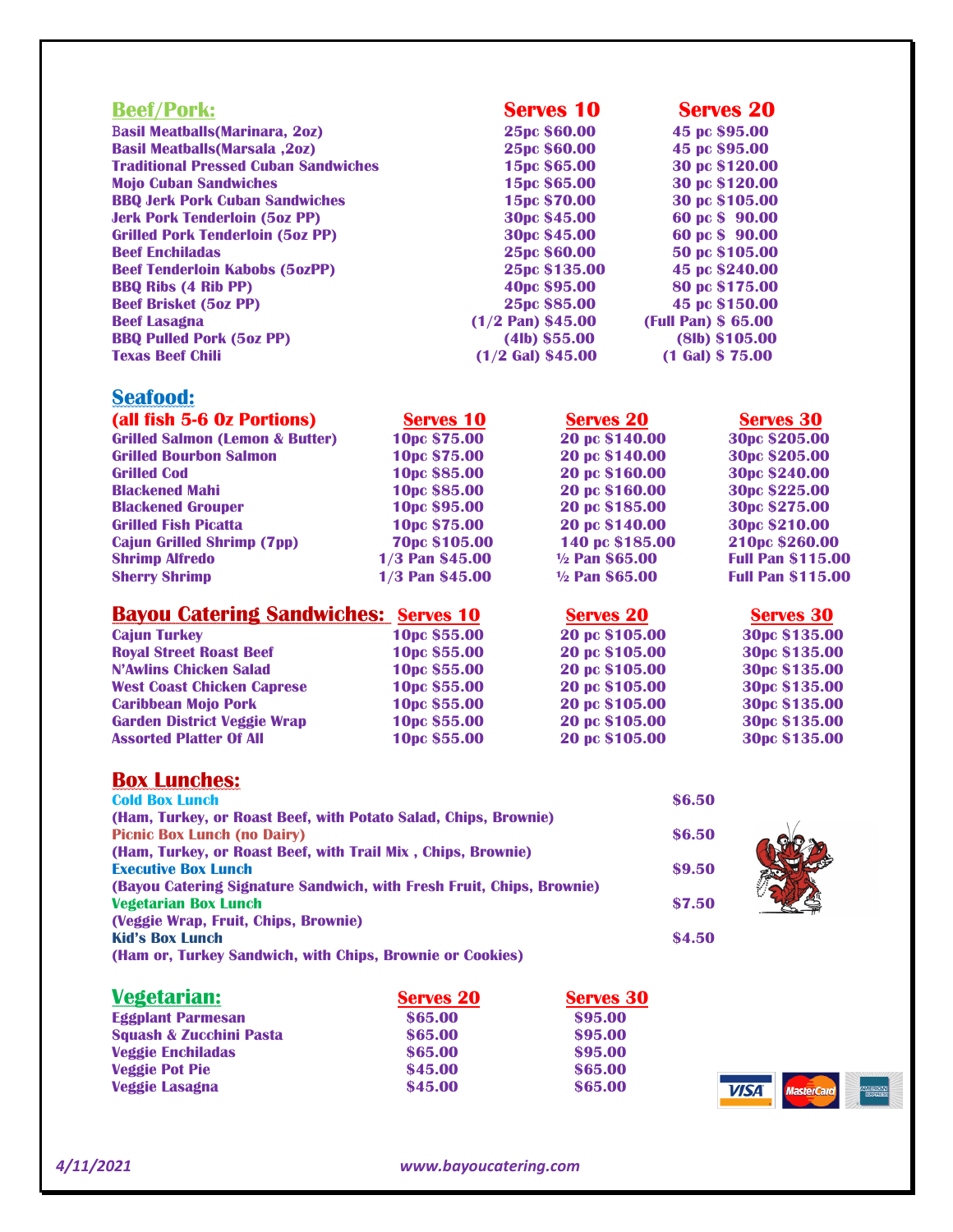## Beef/Pork:

| Beef/Pork | Serves 10 | Serves 20 |
|---|---|---|
| Basil Meatballs(Marinara, 2oz) | 25pc $60.00 | 45 pc $95.00 |
| Basil Meatballs(Marsala ,2oz) | 25pc $60.00 | 45 pc $95.00 |
| Traditional Pressed Cuban Sandwiches | 15pc $65.00 | 30 pc $120.00 |
| Mojo Cuban Sandwiches | 15pc $65.00 | 30 pc $120.00 |
| BBQ Jerk Pork Cuban Sandwiches | 15pc $70.00 | 30 pc $105.00 |
| Jerk Pork Tenderloin (5oz PP) | 30pc $45.00 | 60 pc $ 90.00 |
| Grilled Pork Tenderloin (5oz PP) | 30pc $45.00 | 60 pc $ 90.00 |
| Beef Enchiladas | 25pc $60.00 | 50 pc $105.00 |
| Beef Tenderloin Kabobs (5ozPP) | 25pc $135.00 | 45 pc $240.00 |
| BBQ Ribs (4 Rib PP) | 40pc $95.00 | 80 pc $175.00 |
| Beef Brisket (5oz PP) | 25pc $85.00 | 45 pc $150.00 |
| Beef Lasagna | (1/2 Pan) $45.00 | (Full Pan) $ 65.00 |
| BBQ Pulled Pork (5oz PP) | (4lb) $55.00 | (8lb) $105.00 |
| Texas Beef Chili | (1/2 Gal) $45.00 | (1 Gal) $ 75.00 |

## Seafood:

| (all fish 5-6 Oz Portions) | Serves 10 | Serves 20 | Serves 30 |
|---|---|---|---|
| Grilled Salmon (Lemon & Butter) | 10pc $75.00 | 20 pc $140.00 | 30pc $205.00 |
| Grilled Bourbon Salmon | 10pc $75.00 | 20 pc $140.00 | 30pc $205.00 |
| Grilled Cod | 10pc $85.00 | 20 pc $160.00 | 30pc $240.00 |
| Blackened Mahi | 10pc $85.00 | 20 pc $160.00 | 30pc $225.00 |
| Blackened Grouper | 10pc $95.00 | 20 pc $185.00 | 30pc $275.00 |
| Grilled Fish Picatta | 10pc $75.00 | 20 pc $140.00 | 30pc $210.00 |
| Cajun Grilled Shrimp (7pp) | 70pc $105.00 | 140 pc $185.00 | 210pc $260.00 |
| Shrimp Alfredo | 1/3 Pan $45.00 | ½ Pan $65.00 | Full Pan $115.00 |
| Sherry Shrimp | 1/3 Pan $45.00 | ½ Pan $65.00 | Full Pan $115.00 |

## Bayou Catering Sandwiches:

| Bayou Catering Sandwiches | Serves 10 | Serves 20 | Serves 30 |
|---|---|---|---|
| Cajun Turkey | 10pc $55.00 | 20 pc $105.00 | 30pc $135.00 |
| Royal Street Roast Beef | 10pc $55.00 | 20 pc $105.00 | 30pc $135.00 |
| N'Awlins Chicken Salad | 10pc $55.00 | 20 pc $105.00 | 30pc $135.00 |
| West Coast Chicken Caprese | 10pc $55.00 | 20 pc $105.00 | 30pc $135.00 |
| Caribbean Mojo Pork | 10pc $55.00 | 20 pc $105.00 | 30pc $135.00 |
| Garden District Veggie Wrap | 10pc $55.00 | 20 pc $105.00 | 30pc $135.00 |
| Assorted Platter Of All | 10pc $55.00 | 20 pc $105.00 | 30pc $135.00 |

## Box Lunches:

**Cold Box Lunch** — $6.50
(Ham, Turkey, or Roast Beef, with Potato Salad, Chips, Brownie)

**Picnic Box Lunch (no Dairy)** — $6.50
(Ham, Turkey, or Roast Beef, with Trail Mix , Chips, Brownie)

**Executive Box Lunch** — $9.50
(Bayou Catering Signature Sandwich, with Fresh Fruit, Chips, Brownie)

**Vegetarian Box Lunch** — $7.50
(Veggie Wrap, Fruit, Chips, Brownie)

**Kid's Box Lunch** — $4.50
(Ham or, Turkey Sandwich, with Chips, Brownie or Cookies)

## Vegetarian:

| Vegetarian | Serves 20 | Serves 30 |
|---|---|---|
| Eggplant Parmesan | $65.00 | $95.00 |
| Squash & Zucchini Pasta | $65.00 | $95.00 |
| Veggie Enchiladas | $65.00 | $95.00 |
| Veggie Pot Pie | $45.00 | $65.00 |
| Veggie Lasagna | $45.00 | $65.00 |

*4/11/2021* *www.bayoucatering.com*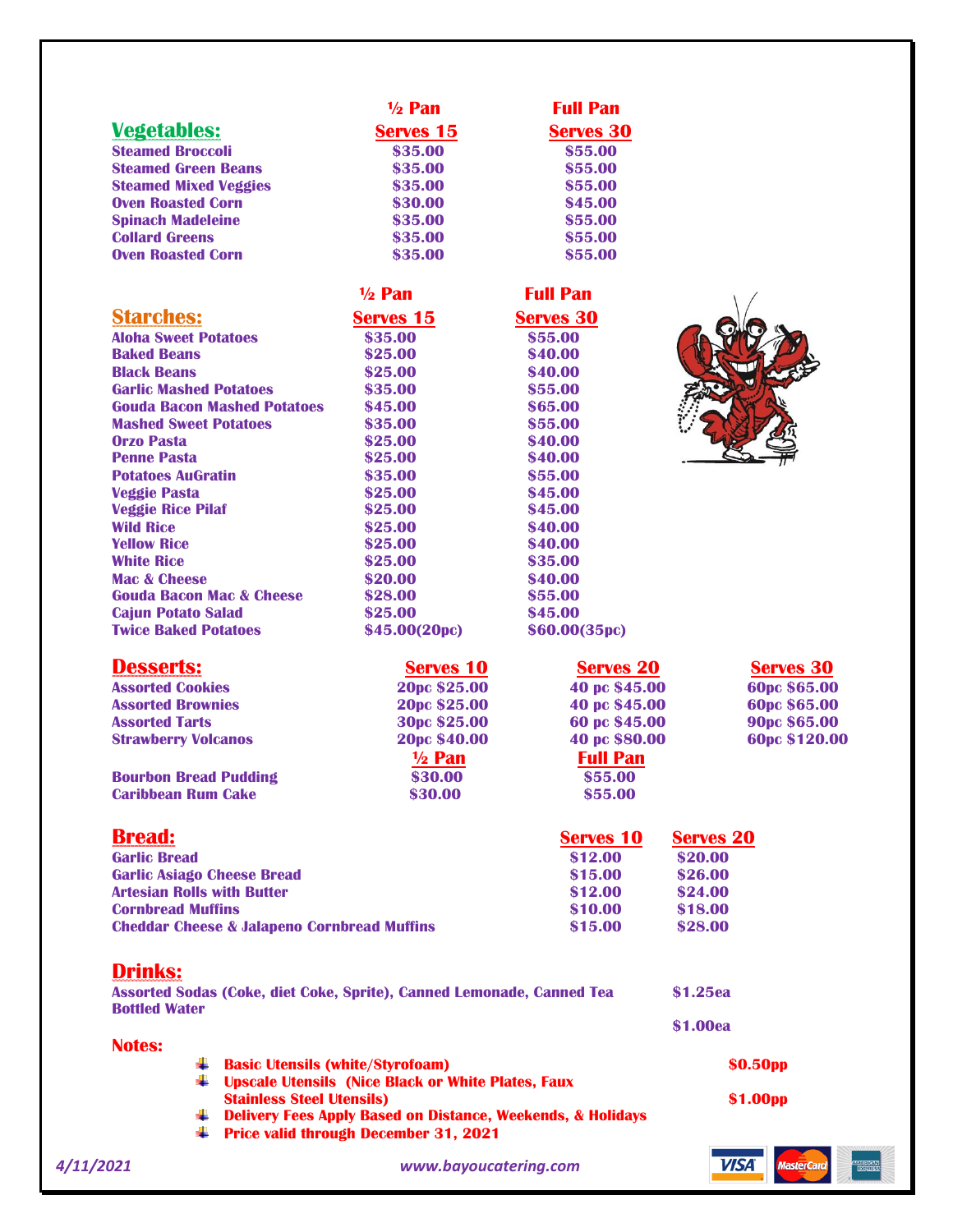## Vegetables:

| Vegetables | ½ Pan Serves 15 | Full Pan Serves 30 |
|---|---|---|
| Steamed Broccoli | $35.00 | $55.00 |
| Steamed Green Beans | $35.00 | $55.00 |
| Steamed Mixed Veggies | $35.00 | $55.00 |
| Oven Roasted Corn | $30.00 | $45.00 |
| Spinach Madeleine | $35.00 | $55.00 |
| Collard Greens | $35.00 | $55.00 |
| Oven Roasted Corn | $35.00 | $55.00 |

## Starches:

| Starches | ½ Pan Serves 15 | Full Pan Serves 30 |
|---|---|---|
| Aloha Sweet Potatoes | $35.00 | $55.00 |
| Baked Beans | $25.00 | $40.00 |
| Black Beans | $25.00 | $40.00 |
| Garlic Mashed Potatoes | $35.00 | $55.00 |
| Gouda Bacon Mashed Potatoes | $45.00 | $65.00 |
| Mashed Sweet Potatoes | $35.00 | $55.00 |
| Orzo Pasta | $25.00 | $40.00 |
| Penne Pasta | $25.00 | $40.00 |
| Potatoes AuGratin | $35.00 | $55.00 |
| Veggie Pasta | $25.00 | $45.00 |
| Veggie Rice Pilaf | $25.00 | $45.00 |
| Wild Rice | $25.00 | $40.00 |
| Yellow Rice | $25.00 | $40.00 |
| White Rice | $25.00 | $35.00 |
| Mac & Cheese | $20.00 | $40.00 |
| Gouda Bacon Mac & Cheese | $28.00 | $55.00 |
| Cajun Potato Salad | $25.00 | $45.00 |
| Twice Baked Potatoes | $45.00(20pc) | $60.00(35pc) |

## Desserts:

| Desserts | Serves 10 | Serves 20 | Serves 30 |
|---|---|---|---|
| Assorted Cookies | 20pc $25.00 | 40 pc $45.00 | 60pc $65.00 |
| Assorted Brownies | 20pc $25.00 | 40 pc $45.00 | 60pc $65.00 |
| Assorted Tarts | 30pc $25.00 | 60 pc $45.00 | 90pc $65.00 |
| Strawberry Volcanos | 20pc $40.00 | 40 pc $80.00 | 60pc $120.00 |
| | **½ Pan** | **Full Pan** | |
| Bourbon Bread Pudding | $30.00 | $55.00 | |
| Caribbean Rum Cake | $30.00 | $55.00 | |

## Bread:

| Bread | Serves 10 | Serves 20 |
|---|---|---|
| Garlic Bread | $12.00 | $20.00 |
| Garlic Asiago Cheese Bread | $15.00 | $26.00 |
| Artesian Rolls with Butter | $12.00 | $24.00 |
| Cornbread Muffins | $10.00 | $18.00 |
| Cheddar Cheese & Jalapeno Cornbread Muffins | $15.00 | $28.00 |

## Drinks:

| | |
|---|---|
| Assorted Sodas (Coke, diet Coke, Sprite), Canned Lemonade, Canned Tea | $1.25ea |
| Bottled Water | $1.00ea |

**Notes:**

- Basic Utensils (white/Styrofoam) — $0.50pp
- Upscale Utensils (Nice Black or White Plates, Faux Stainless Steel Utensils) — $1.00pp
- Delivery Fees Apply Based on Distance, Weekends, & Holidays
- Price valid through December 31, 2021

*4/11/2021* *www.bayoucatering.com*